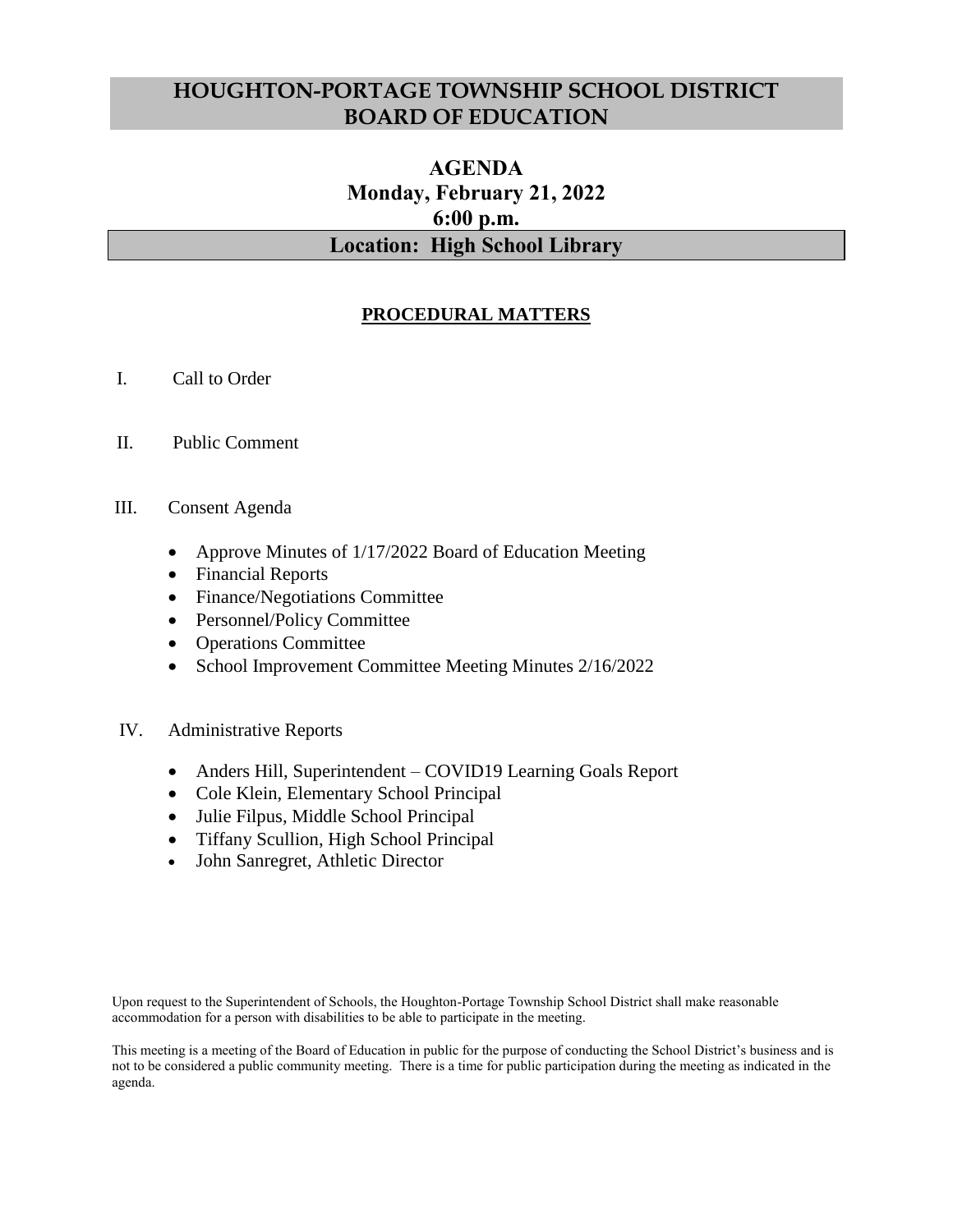# HOUGHTON-PORTAGE TOWNSHIP SCHOOL DISTRICT BOARD OF EDUCATION

## AGENDA
## Monday, February 21, 2022
## 6:00 p.m.
## Location: High School Library

### PROCEDURAL MATTERS

I. Call to Order

II. Public Comment

III. Consent Agenda

- Approve Minutes of 1/17/2022 Board of Education Meeting
- Financial Reports
- Finance/Negotiations Committee
- Personnel/Policy Committee
- Operations Committee
- School Improvement Committee Meeting Minutes 2/16/2022

IV. Administrative Reports

- Anders Hill, Superintendent – COVID19 Learning Goals Report
- Cole Klein, Elementary School Principal
- Julie Filpus, Middle School Principal
- Tiffany Scullion, High School Principal
- John Sanregret, Athletic Director

Upon request to the Superintendent of Schools, the Houghton-Portage Township School District shall make reasonable accommodation for a person with disabilities to be able to participate in the meeting.

This meeting is a meeting of the Board of Education in public for the purpose of conducting the School District's business and is not to be considered a public community meeting. There is a time for public participation during the meeting as indicated in the agenda.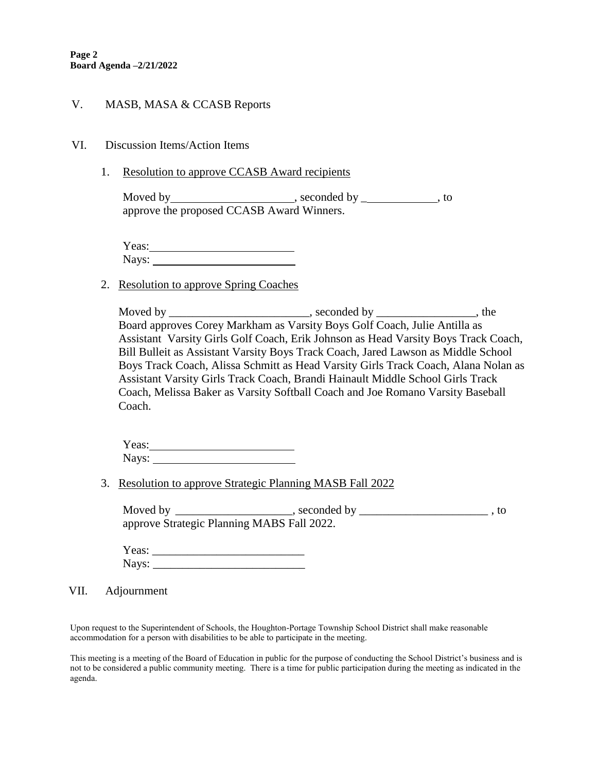V. MASB, MASA & CCASB Reports

VI. Discussion Items/Action Items

1. Resolution to approve CCASB Award recipients

   Moved by_____________________, seconded by _____________, to approve the proposed CCASB Award Winners.

   Yeas: _________________________
   Nays: _________________________

2. Resolution to approve Spring Coaches

   Moved by ________________________, seconded by ________________, the Board approves Corey Markham as Varsity Boys Golf Coach, Julie Antilla as Assistant Varsity Girls Golf Coach, Erik Johnson as Head Varsity Boys Track Coach, Bill Bulleit as Assistant Varsity Boys Track Coach, Jared Lawson as Middle School Boys Track Coach, Alissa Schmitt as Head Varsity Girls Track Coach, Alana Nolan as Assistant Varsity Girls Track Coach, Brandi Hainault Middle School Girls Track Coach, Melissa Baker as Varsity Softball Coach and Joe Romano Varsity Baseball Coach.

   Yeas: _________________________
   Nays: _________________________

3. Resolution to approve Strategic Planning MASB Fall 2022

   Moved by ____________________, seconded by ______________________ , to approve Strategic Planning MABS Fall 2022.

   Yeas: __________________________
   Nays: __________________________

VII. Adjournment

Upon request to the Superintendent of Schools, the Houghton-Portage Township School District shall make reasonable accommodation for a person with disabilities to be able to participate in the meeting.

This meeting is a meeting of the Board of Education in public for the purpose of conducting the School District's business and is not to be considered a public community meeting. There is a time for public participation during the meeting as indicated in the agenda.